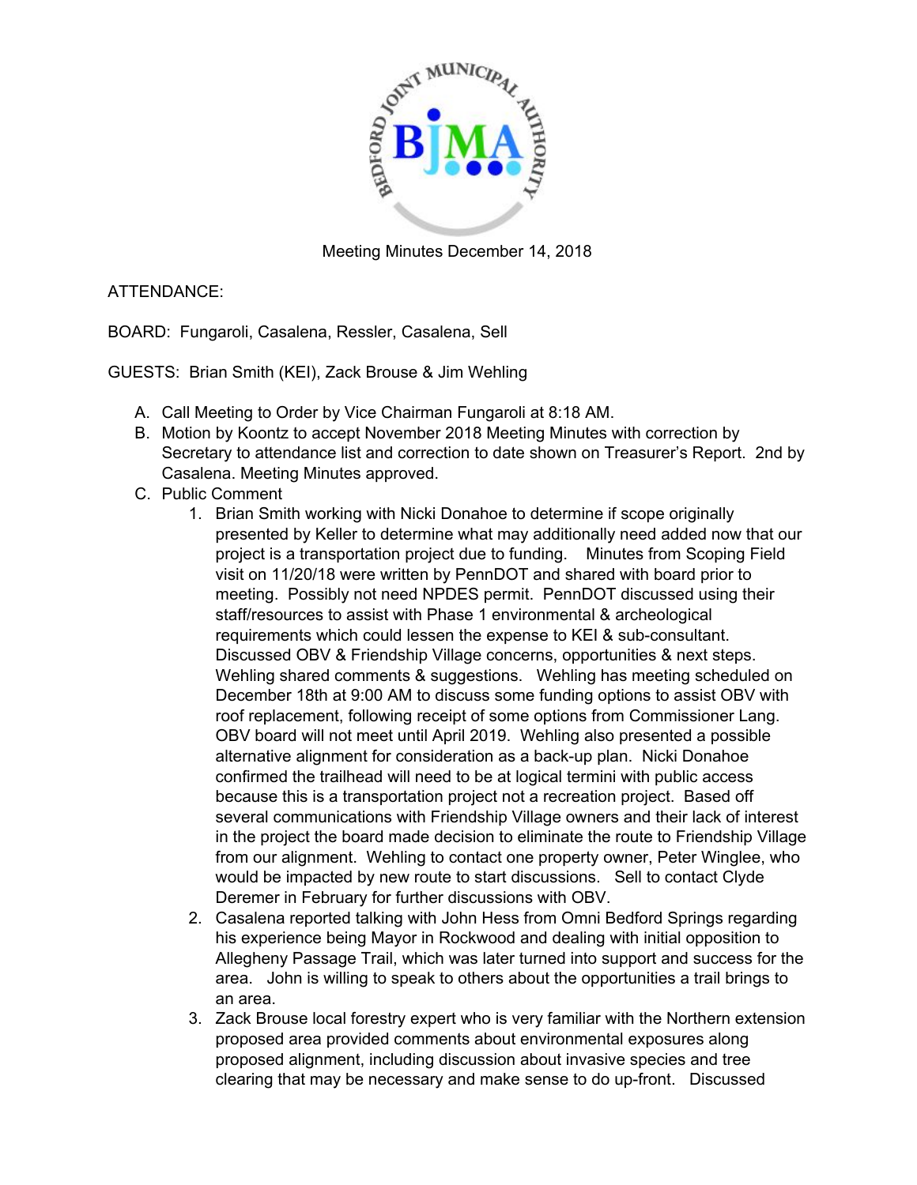Meeting Minutes December 14, 2018

ATTENDANCE:

BOARD: Fungaroli, Casalena, Ressler, Casalena, Sell

GUESTS: Brian Smith (KEI), Zack Brouse & Jim Wehling

A. Call Meeting to Order by Vice Chairman Fungaroli at 8:18 AM.
B. Motion by Koontz to accept November 2018 Meeting Minutes with correction by Secretary to attendance list and correction to date shown on Treasurer's Report. 2nd by Casalena. Meeting Minutes approved.
C. Public Comment
    1. Brian Smith working with Nicki Donahoe to determine if scope originally presented by Keller to determine what may additionally need added now that our project is a transportation project due to funding. Minutes from Scoping Field visit on 11/20/18 were written by PennDOT and shared with board prior to meeting. Possibly not need NPDES permit. PennDOT discussed using their staff/resources to assist with Phase 1 environmental & archeological requirements which could lessen the expense to KEI & sub-consultant. Discussed OBV & Friendship Village concerns, opportunities & next steps. Wehling shared comments & suggestions. Wehling has meeting scheduled on December 18th at 9:00 AM to discuss some funding options to assist OBV with roof replacement, following receipt of some options from Commissioner Lang. OBV board will not meet until April 2019. Wehling also presented a possible alternative alignment for consideration as a back-up plan. Nicki Donahoe confirmed the trailhead will need to be at logical termini with public access because this is a transportation project not a recreation project. Based off several communications with Friendship Village owners and their lack of interest in the project the board made decision to eliminate the route to Friendship Village from our alignment. Wehling to contact one property owner, Peter Winglee, who would be impacted by new route to start discussions. Sell to contact Clyde Deremer in February for further discussions with OBV.
    2. Casalena reported talking with John Hess from Omni Bedford Springs regarding his experience being Mayor in Rockwood and dealing with initial opposition to Allegheny Passage Trail, which was later turned into support and success for the area. John is willing to speak to others about the opportunities a trail brings to an area.
    3. Zack Brouse local forestry expert who is very familiar with the Northern extension proposed area provided comments about environmental exposures along proposed alignment, including discussion about invasive species and tree clearing that may be necessary and make sense to do up-front. Discussed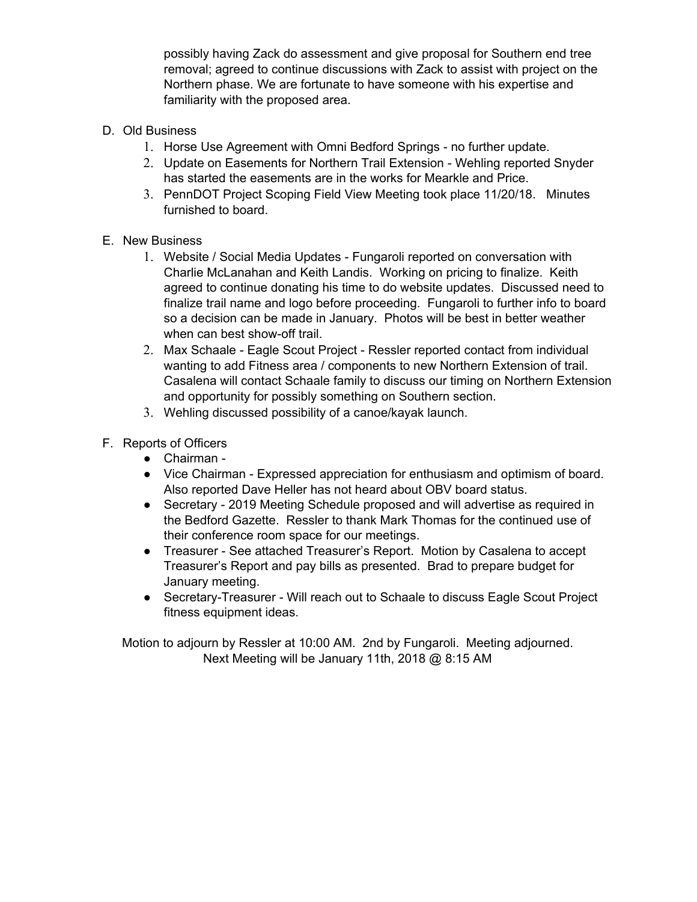possibly having Zack do assessment and give proposal for Southern end tree removal; agreed to continue discussions with Zack to assist with project on the Northern phase. We are fortunate to have someone with his expertise and familiarity with the proposed area.

D. Old Business
   1. Horse Use Agreement with Omni Bedford Springs - no further update.
   2. Update on Easements for Northern Trail Extension - Wehling reported Snyder has started the easements are in the works for Mearkle and Price.
   3. PennDOT Project Scoping Field View Meeting took place 11/20/18. Minutes furnished to board.

E. New Business
   1. Website / Social Media Updates - Fungaroli reported on conversation with Charlie McLanahan and Keith Landis. Working on pricing to finalize. Keith agreed to continue donating his time to do website updates. Discussed need to finalize trail name and logo before proceeding. Fungaroli to further info to board so a decision can be made in January. Photos will be best in better weather when can best show-off trail.
   2. Max Schaale - Eagle Scout Project - Ressler reported contact from individual wanting to add Fitness area / components to new Northern Extension of trail. Casalena will contact Schaale family to discuss our timing on Northern Extension and opportunity for possibly something on Southern section.
   3. Wehling discussed possibility of a canoe/kayak launch.

F. Reports of Officers
   - Chairman -
   - Vice Chairman - Expressed appreciation for enthusiasm and optimism of board. Also reported Dave Heller has not heard about OBV board status.
   - Secretary - 2019 Meeting Schedule proposed and will advertise as required in the Bedford Gazette. Ressler to thank Mark Thomas for the continued use of their conference room space for our meetings.
   - Treasurer - See attached Treasurer's Report. Motion by Casalena to accept Treasurer's Report and pay bills as presented. Brad to prepare budget for January meeting.
   - Secretary-Treasurer - Will reach out to Schaale to discuss Eagle Scout Project fitness equipment ideas.

Motion to adjourn by Ressler at 10:00 AM. 2nd by Fungaroli. Meeting adjourned.
Next Meeting will be January 11th, 2018 @ 8:15 AM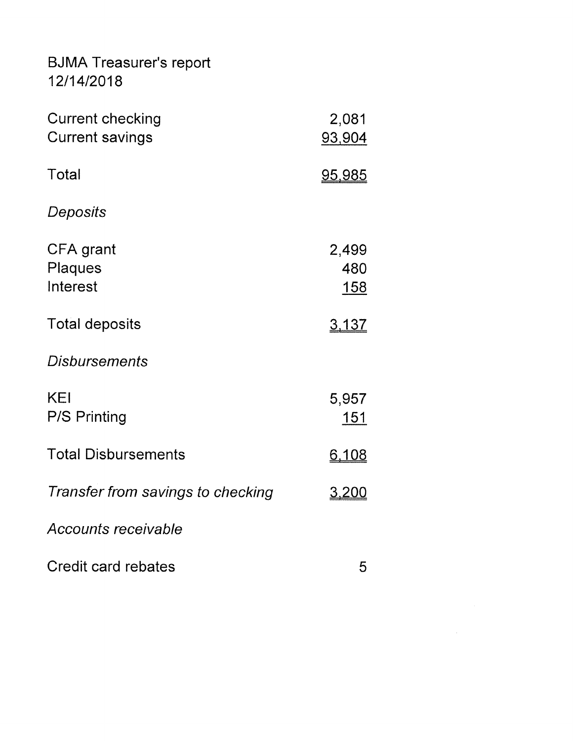BJMA Treasurer's report
12/14/2018

| | |
|---|---|
| Current checking | 2,081 |
| Current savings | 93,904 |
| Total | 95,985 |
| *Deposits* | |
| CFA grant | 2,499 |
| Plaques | 480 |
| Interest | 158 |
| Total deposits | 3,137 |
| *Disbursements* | |
| KEI | 5,957 |
| P/S Printing | 151 |
| Total Disbursements | 6,108 |
| *Transfer from savings to checking* | 3,200 |
| *Accounts receivable* | |
| Credit card rebates | 5 |